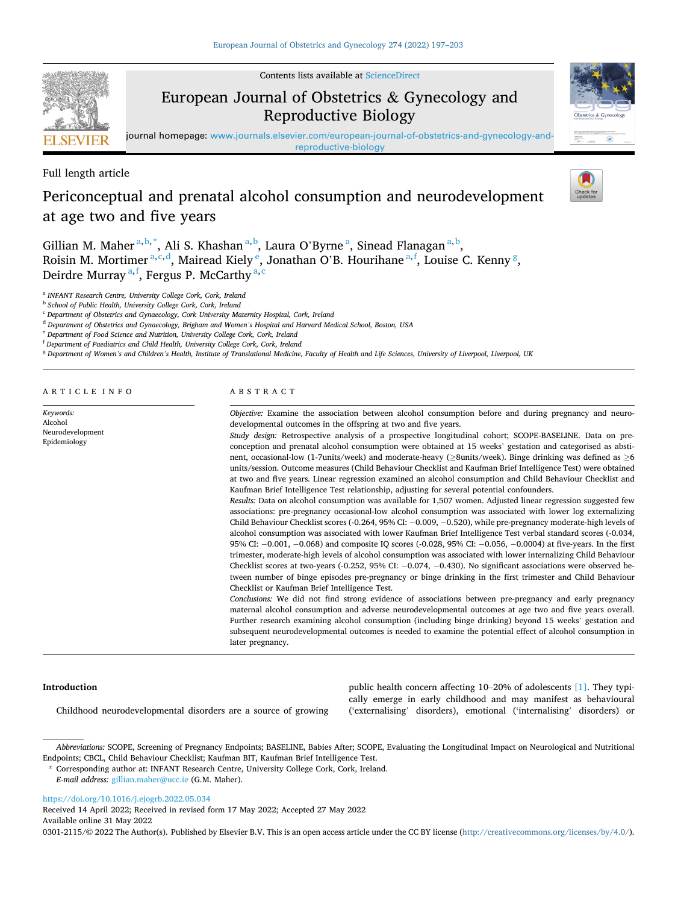Full length article

# Periconceptual and prenatal alcohol consumption and neurodevelopment at age two and five years

Gillian M. Maher [a,b,*], Ali S. Khashan [a,b], Laura O'Byrne [a], Sinead Flanagan [a,b], Roisin M. Mortimer [a,c,d], Mairead Kiely [e], Jonathan O'B. Hourihane [a,f], Louise C. Kenny [g], Deirdre Murray [a,f], Fergus P. McCarthy [a,c]

[a] INFANT Research Centre, University College Cork, Cork, Ireland
[b] School of Public Health, University College Cork, Cork, Ireland
[c] Department of Obstetrics and Gynaecology, Cork University Maternity Hospital, Cork, Ireland
[d] Department of Obstetrics and Gynaecology, Brigham and Women's Hospital and Harvard Medical School, Boston, USA
[e] Department of Food Science and Nutrition, University College Cork, Cork, Ireland
[f] Department of Paediatrics and Child Health, University College Cork, Cork, Ireland
[g] Department of Women's and Children's Health, Institute of Translational Medicine, Faculty of Health and Life Sciences, University of Liverpool, Liverpool, UK

## ARTICLE INFO

*Keywords:*
Alcohol
Neurodevelopment
Epidemiology

## ABSTRACT

*Objective:* Examine the association between alcohol consumption before and during pregnancy and neurodevelopmental outcomes in the offspring at two and five years.

*Study design:* Retrospective analysis of a prospective longitudinal cohort; SCOPE-BASELINE. Data on preconception and prenatal alcohol consumption were obtained at 15 weeks' gestation and categorised as abstinent, occasional-low (1-7units/week) and moderate-heavy (≥8units/week). Binge drinking was defined as ≥6 units/session. Outcome measures (Child Behaviour Checklist and Kaufman Brief Intelligence Test) were obtained at two and five years. Linear regression examined an alcohol consumption and Child Behaviour Checklist and Kaufman Brief Intelligence Test relationship, adjusting for several potential confounders.

*Results:* Data on alcohol consumption was available for 1,507 women. Adjusted linear regression suggested few associations: pre-pregnancy occasional-low alcohol consumption was associated with lower log externalizing Child Behaviour Checklist scores (-0.264, 95% CI: −0.009, −0.520), while pre-pregnancy moderate-high levels of alcohol consumption was associated with lower Kaufman Brief Intelligence Test verbal standard scores (-0.034, 95% CI: −0.001, −0.068) and composite IQ scores (-0.028, 95% CI: −0.056, −0.0004) at five-years. In the first trimester, moderate-high levels of alcohol consumption was associated with lower internalizing Child Behaviour Checklist scores at two-years (-0.252, 95% CI: −0.074, −0.430). No significant associations were observed between number of binge episodes pre-pregnancy or binge drinking in the first trimester and Child Behaviour Checklist or Kaufman Brief Intelligence Test.

*Conclusions:* We did not find strong evidence of associations between pre-pregnancy and early pregnancy maternal alcohol consumption and adverse neurodevelopmental outcomes at age two and five years overall. Further research examining alcohol consumption (including binge drinking) beyond 15 weeks' gestation and subsequent neurodevelopmental outcomes is needed to examine the potential effect of alcohol consumption in later pregnancy.

## Introduction

Childhood neurodevelopmental disorders are a source of growing public health concern affecting 10–20% of adolescents [1]. They typically emerge in early childhood and may manifest as behavioural ('externalising' disorders), emotional ('internalising' disorders) or

*Abbreviations:* SCOPE, Screening of Pregnancy Endpoints; BASELINE, Babies After; SCOPE, Evaluating the Longitudinal Impact on Neurological and Nutritional Endpoints; CBCL, Child Behaviour Checklist; Kaufman BIT, Kaufman Brief Intelligence Test.

\* Corresponding author at: INFANT Research Centre, University College Cork, Cork, Ireland.
*E-mail address:* gillian.maher@ucc.ie (G.M. Maher).

https://doi.org/10.1016/j.ejogrb.2022.05.034
Received 14 April 2022; Received in revised form 17 May 2022; Accepted 27 May 2022
Available online 31 May 2022
0301-2115/© 2022 The Author(s). Published by Elsevier B.V. This is an open access article under the CC BY license (http://creativecommons.org/licenses/by/4.0/).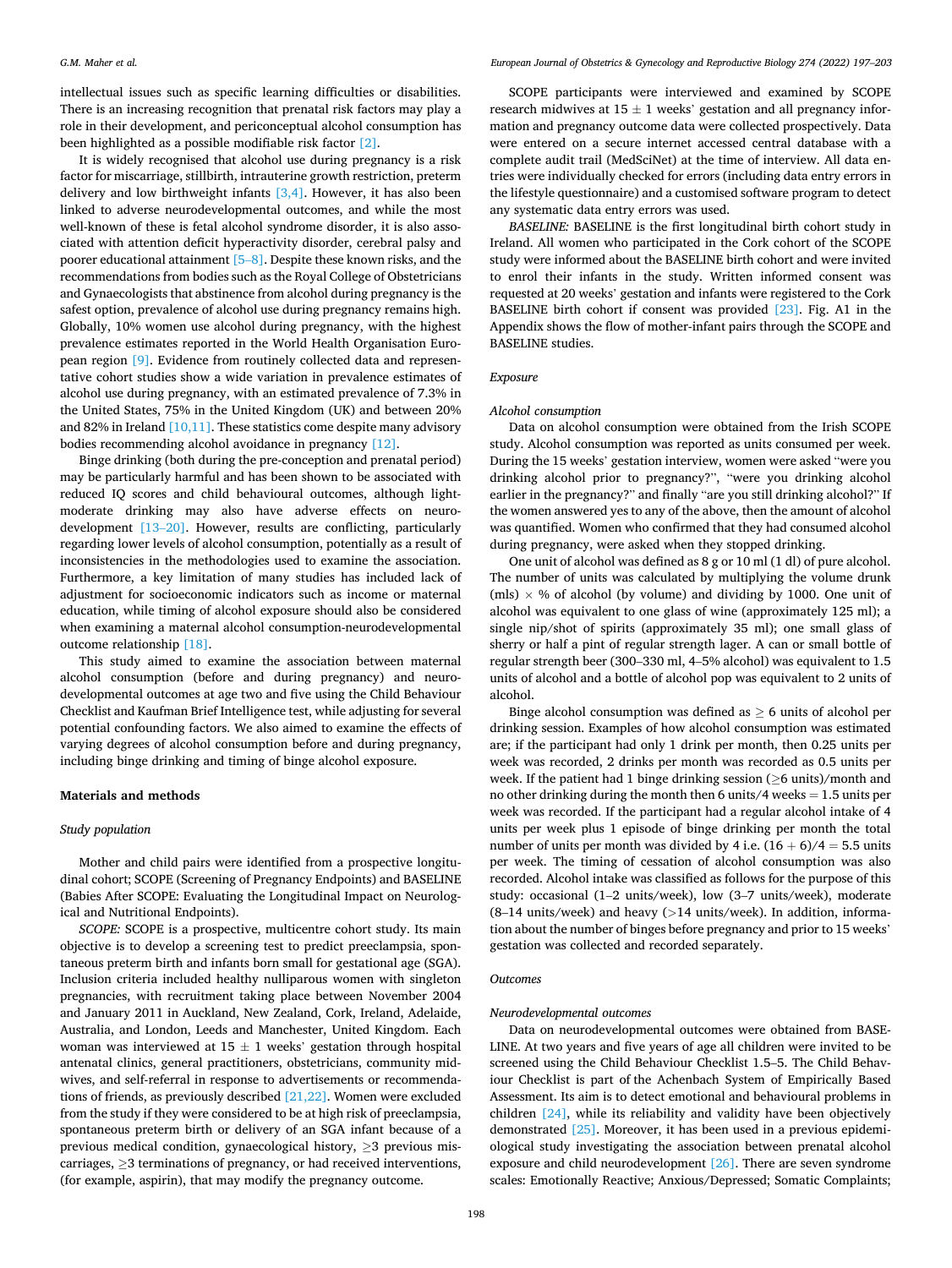intellectual issues such as specific learning difficulties or disabilities. There is an increasing recognition that prenatal risk factors may play a role in their development, and periconceptual alcohol consumption has been highlighted as a possible modifiable risk factor [2].

It is widely recognised that alcohol use during pregnancy is a risk factor for miscarriage, stillbirth, intrauterine growth restriction, preterm delivery and low birthweight infants [3,4]. However, it has also been linked to adverse neurodevelopmental outcomes, and while the most well-known of these is fetal alcohol syndrome disorder, it is also associated with attention deficit hyperactivity disorder, cerebral palsy and poorer educational attainment [5–8]. Despite these known risks, and the recommendations from bodies such as the Royal College of Obstetricians and Gynaecologists that abstinence from alcohol during pregnancy is the safest option, prevalence of alcohol use during pregnancy remains high. Globally, 10% women use alcohol during pregnancy, with the highest prevalence estimates reported in the World Health Organisation European region [9]. Evidence from routinely collected data and representative cohort studies show a wide variation in prevalence estimates of alcohol use during pregnancy, with an estimated prevalence of 7.3% in the United States, 75% in the United Kingdom (UK) and between 20% and 82% in Ireland [10,11]. These statistics come despite many advisory bodies recommending alcohol avoidance in pregnancy [12].

Binge drinking (both during the pre-conception and prenatal period) may be particularly harmful and has been shown to be associated with reduced IQ scores and child behavioural outcomes, although light-moderate drinking may also have adverse effects on neurodevelopment [13–20]. However, results are conflicting, particularly regarding lower levels of alcohol consumption, potentially as a result of inconsistencies in the methodologies used to examine the association. Furthermore, a key limitation of many studies has included lack of adjustment for socioeconomic indicators such as income or maternal education, while timing of alcohol exposure should also be considered when examining a maternal alcohol consumption-neurodevelopmental outcome relationship [18].

This study aimed to examine the association between maternal alcohol consumption (before and during pregnancy) and neurodevelopmental outcomes at age two and five using the Child Behaviour Checklist and Kaufman Brief Intelligence test, while adjusting for several potential confounding factors. We also aimed to examine the effects of varying degrees of alcohol consumption before and during pregnancy, including binge drinking and timing of binge alcohol exposure.

## Materials and methods

### Study population

Mother and child pairs were identified from a prospective longitudinal cohort; SCOPE (Screening of Pregnancy Endpoints) and BASELINE (Babies After SCOPE: Evaluating the Longitudinal Impact on Neurological and Nutritional Endpoints).

*SCOPE:* SCOPE is a prospective, multicentre cohort study. Its main objective is to develop a screening test to predict preeclampsia, spontaneous preterm birth and infants born small for gestational age (SGA). Inclusion criteria included healthy nulliparous women with singleton pregnancies, with recruitment taking place between November 2004 and January 2011 in Auckland, New Zealand, Cork, Ireland, Adelaide, Australia, and London, Leeds and Manchester, United Kingdom. Each woman was interviewed at $15 \pm 1$ weeks' gestation through hospital antenatal clinics, general practitioners, obstetricians, community midwives, and self-referral in response to advertisements or recommendations of friends, as previously described [21,22]. Women were excluded from the study if they were considered to be at high risk of preeclampsia, spontaneous preterm birth or delivery of an SGA infant because of a previous medical condition, gynaecological history, ≥3 previous miscarriages, ≥3 terminations of pregnancy, or had received interventions, (for example, aspirin), that may modify the pregnancy outcome.

SCOPE participants were interviewed and examined by SCOPE research midwives at $15 \pm 1$ weeks' gestation and all pregnancy information and pregnancy outcome data were collected prospectively. Data were entered on a secure internet accessed central database with a complete audit trail (MedSciNet) at the time of interview. All data entries were individually checked for errors (including data entry errors in the lifestyle questionnaire) and a customised software program to detect any systematic data entry errors was used.

*BASELINE:* BASELINE is the first longitudinal birth cohort study in Ireland. All women who participated in the Cork cohort of the SCOPE study were informed about the BASELINE birth cohort and were invited to enrol their infants in the study. Written informed consent was requested at 20 weeks' gestation and infants were registered to the Cork BASELINE birth cohort if consent was provided [23]. Fig. A1 in the Appendix shows the flow of mother-infant pairs through the SCOPE and BASELINE studies.

### Exposure

#### Alcohol consumption

Data on alcohol consumption were obtained from the Irish SCOPE study. Alcohol consumption was reported as units consumed per week. During the 15 weeks' gestation interview, women were asked "were you drinking alcohol prior to pregnancy?", "were you drinking alcohol earlier in the pregnancy?" and finally "are you still drinking alcohol?" If the women answered yes to any of the above, then the amount of alcohol was quantified. Women who confirmed that they had consumed alcohol during pregnancy, were asked when they stopped drinking.

One unit of alcohol was defined as 8 g or 10 ml (1 dl) of pure alcohol. The number of units was calculated by multiplying the volume drunk (mls) × % of alcohol (by volume) and dividing by 1000. One unit of alcohol was equivalent to one glass of wine (approximately 125 ml); a single nip/shot of spirits (approximately 35 ml); one small glass of sherry or half a pint of regular strength lager. A can or small bottle of regular strength beer (300–330 ml, 4–5% alcohol) was equivalent to 1.5 units of alcohol and a bottle of alcohol pop was equivalent to 2 units of alcohol.

Binge alcohol consumption was defined as ≥ 6 units of alcohol per drinking session. Examples of how alcohol consumption was estimated are; if the participant had only 1 drink per month, then 0.25 units per week was recorded, 2 drinks per month was recorded as 0.5 units per week. If the patient had 1 binge drinking session (≥6 units)/month and no other drinking during the month then 6 units/4 weeks = 1.5 units per week was recorded. If the participant had a regular alcohol intake of 4 units per week plus 1 episode of binge drinking per month the total number of units per month was divided by 4 i.e. $(16 + 6)/4 = 5.5$ units per week. The timing of cessation of alcohol consumption was also recorded. Alcohol intake was classified as follows for the purpose of this study: occasional (1–2 units/week), low (3–7 units/week), moderate (8–14 units/week) and heavy (>14 units/week). In addition, information about the number of binges before pregnancy and prior to 15 weeks' gestation was collected and recorded separately.

### Outcomes

#### Neurodevelopmental outcomes

Data on neurodevelopmental outcomes were obtained from BASELINE. At two years and five years of age all children were invited to be screened using the Child Behaviour Checklist 1.5–5. The Child Behaviour Checklist is part of the Achenbach System of Empirically Based Assessment. Its aim is to detect emotional and behavioural problems in children [24], while its reliability and validity have been objectively demonstrated [25]. Moreover, it has been used in a previous epidemiological study investigating the association between prenatal alcohol exposure and child neurodevelopment [26]. There are seven syndrome scales: Emotionally Reactive; Anxious/Depressed; Somatic Complaints;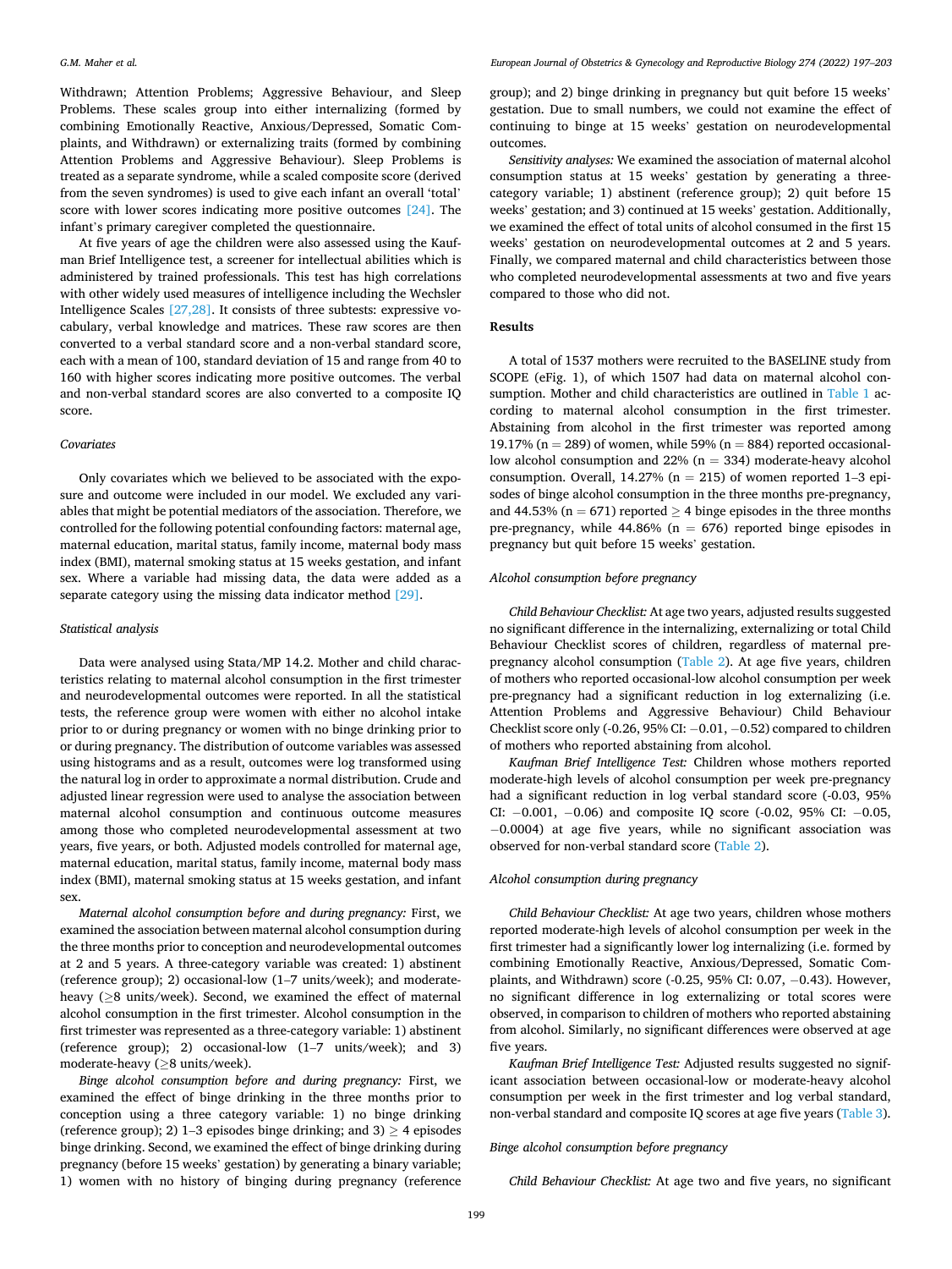Withdrawn; Attention Problems; Aggressive Behaviour, and Sleep Problems. These scales group into either internalizing (formed by combining Emotionally Reactive, Anxious/Depressed, Somatic Complaints, and Withdrawn) or externalizing traits (formed by combining Attention Problems and Aggressive Behaviour). Sleep Problems is treated as a separate syndrome, while a scaled composite score (derived from the seven syndromes) is used to give each infant an overall 'total' score with lower scores indicating more positive outcomes [24]. The infant's primary caregiver completed the questionnaire.

At five years of age the children were also assessed using the Kaufman Brief Intelligence test, a screener for intellectual abilities which is administered by trained professionals. This test has high correlations with other widely used measures of intelligence including the Wechsler Intelligence Scales [27,28]. It consists of three subtests: expressive vocabulary, verbal knowledge and matrices. These raw scores are then converted to a verbal standard score and a non-verbal standard score, each with a mean of 100, standard deviation of 15 and range from 40 to 160 with higher scores indicating more positive outcomes. The verbal and non-verbal standard scores are also converted to a composite IQ score.

### Covariates

Only covariates which we believed to be associated with the exposure and outcome were included in our model. We excluded any variables that might be potential mediators of the association. Therefore, we controlled for the following potential confounding factors: maternal age, maternal education, marital status, family income, maternal body mass index (BMI), maternal smoking status at 15 weeks gestation, and infant sex. Where a variable had missing data, the data were added as a separate category using the missing data indicator method [29].

### Statistical analysis

Data were analysed using Stata/MP 14.2. Mother and child characteristics relating to maternal alcohol consumption in the first trimester and neurodevelopmental outcomes were reported. In all the statistical tests, the reference group were women with either no alcohol intake prior to or during pregnancy or women with no binge drinking prior to or during pregnancy. The distribution of outcome variables was assessed using histograms and as a result, outcomes were log transformed using the natural log in order to approximate a normal distribution. Crude and adjusted linear regression were used to analyse the association between maternal alcohol consumption and continuous outcome measures among those who completed neurodevelopmental assessment at two years, five years, or both. Adjusted models controlled for maternal age, maternal education, marital status, family income, maternal body mass index (BMI), maternal smoking status at 15 weeks gestation, and infant sex.

*Maternal alcohol consumption before and during pregnancy:* First, we examined the association between maternal alcohol consumption during the three months prior to conception and neurodevelopmental outcomes at 2 and 5 years. A three-category variable was created: 1) abstinent (reference group); 2) occasional-low (1–7 units/week); and moderate-heavy (≥8 units/week). Second, we examined the effect of maternal alcohol consumption in the first trimester. Alcohol consumption in the first trimester was represented as a three-category variable: 1) abstinent (reference group); 2) occasional-low (1–7 units/week); and 3) moderate-heavy (≥8 units/week).

*Binge alcohol consumption before and during pregnancy:* First, we examined the effect of binge drinking in the three months prior to conception using a three category variable: 1) no binge drinking (reference group); 2) 1–3 episodes binge drinking; and 3) ≥ 4 episodes binge drinking. Second, we examined the effect of binge drinking during pregnancy (before 15 weeks' gestation) by generating a binary variable; 1) women with no history of binging during pregnancy (reference group); and 2) binge drinking in pregnancy but quit before 15 weeks' gestation. Due to small numbers, we could not examine the effect of continuing to binge at 15 weeks' gestation on neurodevelopmental outcomes.

*Sensitivity analyses:* We examined the association of maternal alcohol consumption status at 15 weeks' gestation by generating a three-category variable; 1) abstinent (reference group); 2) quit before 15 weeks' gestation; and 3) continued at 15 weeks' gestation. Additionally, we examined the effect of total units of alcohol consumed in the first 15 weeks' gestation on neurodevelopmental outcomes at 2 and 5 years. Finally, we compared maternal and child characteristics between those who completed neurodevelopmental assessments at two and five years compared to those who did not.

## Results

A total of 1537 mothers were recruited to the BASELINE study from SCOPE (eFig. 1), of which 1507 had data on maternal alcohol consumption. Mother and child characteristics are outlined in Table 1 according to maternal alcohol consumption in the first trimester. Abstaining from alcohol in the first trimester was reported among 19.17% (n = 289) of women, while 59% (n = 884) reported occasional-low alcohol consumption and 22% (n = 334) moderate-heavy alcohol consumption. Overall, 14.27% (n = 215) of women reported 1–3 episodes of binge alcohol consumption in the three months pre-pregnancy, and 44.53% (n = 671) reported ≥ 4 binge episodes in the three months pre-pregnancy, while 44.86% (n = 676) reported binge episodes in pregnancy but quit before 15 weeks' gestation.

### Alcohol consumption before pregnancy

*Child Behaviour Checklist:* At age two years, adjusted results suggested no significant difference in the internalizing, externalizing or total Child Behaviour Checklist scores of children, regardless of maternal pre-pregnancy alcohol consumption (Table 2). At age five years, children of mothers who reported occasional-low alcohol consumption per week pre-pregnancy had a significant reduction in log externalizing (i.e. Attention Problems and Aggressive Behaviour) Child Behaviour Checklist score only (-0.26, 95% CI: −0.01, −0.52) compared to children of mothers who reported abstaining from alcohol.

*Kaufman Brief Intelligence Test:* Children whose mothers reported moderate-high levels of alcohol consumption per week pre-pregnancy had a significant reduction in log verbal standard score (-0.03, 95% CI: −0.001, −0.06) and composite IQ score (-0.02, 95% CI: −0.05, −0.0004) at age five years, while no significant association was observed for non-verbal standard score (Table 2).

### Alcohol consumption during pregnancy

*Child Behaviour Checklist:* At age two years, children whose mothers reported moderate-high levels of alcohol consumption per week in the first trimester had a significantly lower log internalizing (i.e. formed by combining Emotionally Reactive, Anxious/Depressed, Somatic Complaints, and Withdrawn) score (-0.25, 95% CI: 0.07, −0.43). However, no significant difference in log externalizing or total scores were observed, in comparison to children of mothers who reported abstaining from alcohol. Similarly, no significant differences were observed at age five years.

*Kaufman Brief Intelligence Test:* Adjusted results suggested no significant association between occasional-low or moderate-heavy alcohol consumption per week in the first trimester and log verbal standard, non-verbal standard and composite IQ scores at age five years (Table 3).

### Binge alcohol consumption before pregnancy

*Child Behaviour Checklist:* At age two and five years, no significant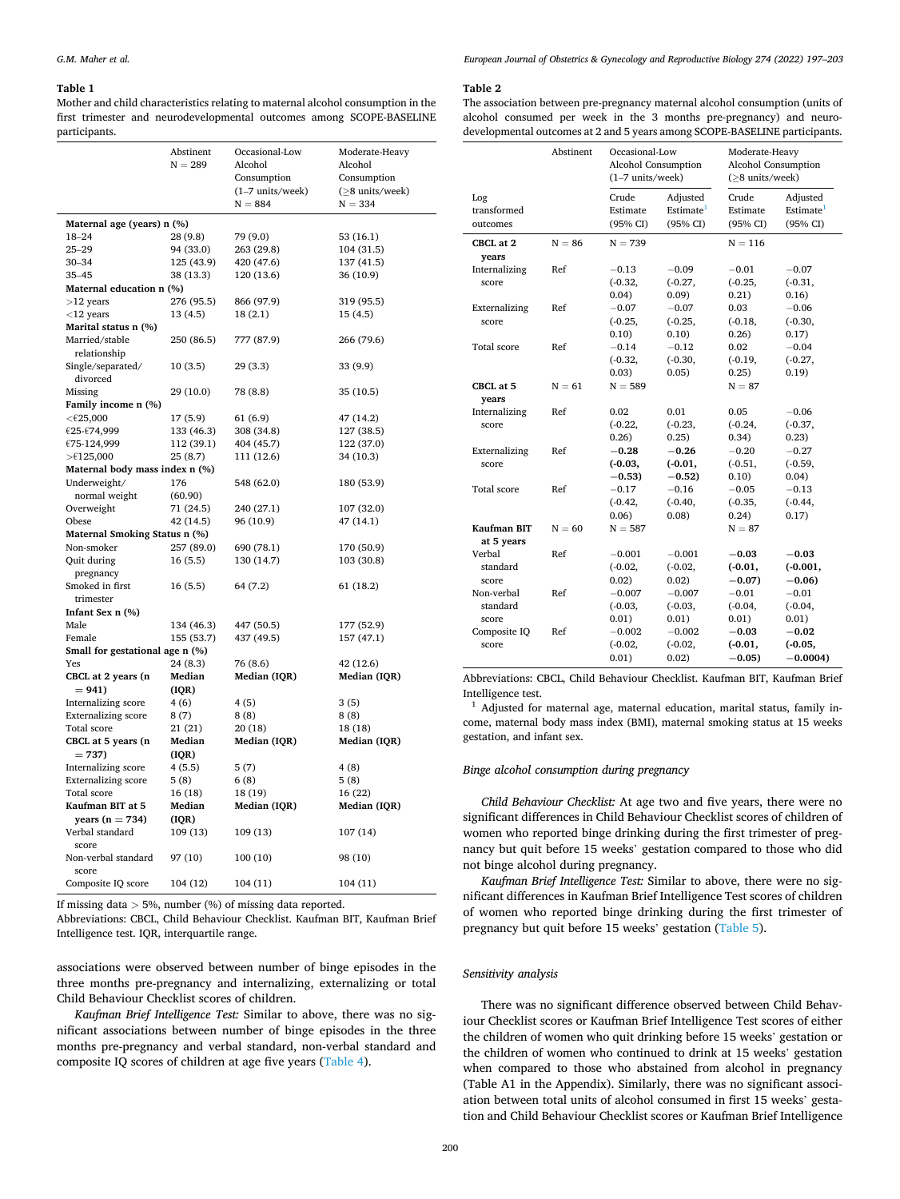**Table 1**

Mother and child characteristics relating to maternal alcohol consumption in the first trimester and neurodevelopmental outcomes among SCOPE-BASELINE participants.

| | Abstinent N = 289 | Occasional-Low Alcohol Consumption (1–7 units/week) N = 884 | Moderate-Heavy Alcohol Consumption (≥8 units/week) N = 334 |
|---|---|---|---|
| **Maternal age (years) n (%)** | | | |
| 18–24 | 28 (9.8) | 79 (9.0) | 53 (16.1) |
| 25–29 | 94 (33.0) | 263 (29.8) | 104 (31.5) |
| 30–34 | 125 (43.9) | 420 (47.6) | 137 (41.5) |
| 35–45 | 38 (13.3) | 120 (13.6) | 36 (10.9) |
| **Maternal education n (%)** | | | |
| >12 years | 276 (95.5) | 866 (97.9) | 319 (95.5) |
| <12 years | 13 (4.5) | 18 (2.1) | 15 (4.5) |
| **Marital status n (%)** | | | |
| Married/stable relationship | 250 (86.5) | 777 (87.9) | 266 (79.6) |
| Single/separated/divorced | 10 (3.5) | 29 (3.3) | 33 (9.9) |
| Missing | 29 (10.0) | 78 (8.8) | 35 (10.5) |
| **Family income n (%)** | | | |
| <€25,000 | 17 (5.9) | 61 (6.9) | 47 (14.2) |
| €25-€74,999 | 133 (46.3) | 308 (34.8) | 127 (38.5) |
| €75-124,999 | 112 (39.1) | 404 (45.7) | 122 (37.0) |
| >€125,000 | 25 (8.7) | 111 (12.6) | 34 (10.3) |
| **Maternal body mass index n (%)** | | | |
| Underweight/normal weight | 176 (60.90) | 548 (62.0) | 180 (53.9) |
| Overweight | 71 (24.5) | 240 (27.1) | 107 (32.0) |
| Obese | 42 (14.5) | 96 (10.9) | 47 (14.1) |
| **Maternal Smoking Status n (%)** | | | |
| Non-smoker | 257 (89.0) | 690 (78.1) | 170 (50.9) |
| Quit during pregnancy | 16 (5.5) | 130 (14.7) | 103 (30.8) |
| Smoked in first trimester | 16 (5.5) | 64 (7.2) | 61 (18.2) |
| **Infant Sex n (%)** | | | |
| Male | 134 (46.3) | 447 (50.5) | 177 (52.9) |
| Female | 155 (53.7) | 437 (49.5) | 157 (47.1) |
| **Small for gestational age n (%)** | | | |
| Yes | 24 (8.3) | 76 (8.6) | 42 (12.6) |
| **CBCL at 2 years (n = 941)** | **Median (IQR)** | **Median (IQR)** | **Median (IQR)** |
| Internalizing score | 4 (6) | 4 (5) | 3 (5) |
| Externalizing score | 8 (7) | 8 (8) | 8 (8) |
| Total score | 21 (21) | 20 (18) | 18 (18) |
| **CBCL at 5 years (n = 737)** | **Median (IQR)** | **Median (IQR)** | **Median (IQR)** |
| Internalizing score | 4 (5.5) | 5 (7) | 4 (8) |
| Externalizing score | 5 (8) | 6 (8) | 5 (8) |
| Total score | 16 (18) | 18 (19) | 16 (22) |
| **Kaufman BIT at 5 years (n = 734)** | **Median (IQR)** | **Median (IQR)** | **Median (IQR)** |
| Verbal standard score | 109 (13) | 109 (13) | 107 (14) |
| Non-verbal standard score | 97 (10) | 100 (10) | 98 (10) |
| Composite IQ score | 104 (12) | 104 (11) | 104 (11) |

If missing data > 5%, number (%) of missing data reported.
Abbreviations: CBCL, Child Behaviour Checklist. Kaufman BIT, Kaufman Brief Intelligence test. IQR, interquartile range.

associations were observed between number of binge episodes in the three months pre-pregnancy and internalizing, externalizing or total Child Behaviour Checklist scores of children.

*Kaufman Brief Intelligence Test:* Similar to above, there was no significant associations between number of binge episodes in the three months pre-pregnancy and verbal standard, non-verbal standard and composite IQ scores of children at age five years (Table 4).

**Table 2**

The association between pre-pregnancy maternal alcohol consumption (units of alcohol consumed per week in the 3 months pre-pregnancy) and neurodevelopmental outcomes at 2 and 5 years among SCOPE-BASELINE participants.

| | Abstinent | Occasional-Low Alcohol Consumption (1–7 units/week) | | Moderate-Heavy Alcohol Consumption (≥8 units/week) | |
|---|---|---|---|---|---|
| Log transformed outcomes | | Crude Estimate (95% CI) | Adjusted Estimate[1] (95% CI) | Crude Estimate (95% CI) | Adjusted Estimate[1] (95% CI) |
| **CBCL at 2 years** | N = 86 | N = 739 | | N = 116 | |
| Internalizing score | Ref | −0.13 (-0.32, 0.04) | −0.09 (-0.27, 0.09) | −0.01 (-0.25, 0.21) | −0.07 (-0.31, 0.16) |
| Externalizing score | Ref | −0.07 (-0.25, 0.10) | −0.07 (-0.25, 0.10) | 0.03 (-0.18, 0.26) | −0.06 (-0.30, 0.17) |
| Total score | Ref | −0.14 (-0.32, 0.03) | −0.12 (-0.30, 0.05) | 0.02 (-0.19, 0.25) | −0.04 (-0.27, 0.19) |
| **CBCL at 5 years** | N = 61 | N = 589 | | N = 87 | |
| Internalizing score | Ref | 0.02 (-0.22, 0.26) | 0.01 (-0.23, 0.25) | 0.05 (-0.24, 0.34) | −0.06 (-0.37, 0.23) |
| Externalizing score | Ref | **−0.28 (-0.03, −0.53)** | **−0.26 (-0.01, −0.52)** | −0.20 (-0.51, 0.10) | −0.27 (-0.59, 0.04) |
| Total score | Ref | −0.17 (-0.42, 0.06) | −0.16 (-0.40, 0.08) | −0.05 (-0.35, 0.24) | −0.13 (-0.44, 0.17) |
| **Kaufman BIT at 5 years** | N = 60 | N = 587 | | N = 87 | |
| Verbal standard score | Ref | −0.001 (-0.02, 0.02) | −0.001 (-0.02, 0.02) | **−0.03 (-0.01, −0.07)** | **−0.03 (-0.001, −0.06)** |
| Non-verbal standard score | Ref | −0.007 (-0.03, 0.01) | −0.007 (-0.03, 0.01) | −0.01 (-0.04, 0.01) | −0.01 (-0.04, 0.01) |
| Composite IQ score | Ref | −0.002 (-0.02, 0.01) | −0.002 (-0.02, 0.02) | **−0.03 (-0.01, −0.05)** | **−0.02 (-0.05, −0.0004)** |

Abbreviations: CBCL, Child Behaviour Checklist. Kaufman BIT, Kaufman Brief Intelligence test.

[1] Adjusted for maternal age, maternal education, marital status, family income, maternal body mass index (BMI), maternal smoking status at 15 weeks gestation, and infant sex.

### Binge alcohol consumption during pregnancy

*Child Behaviour Checklist:* At age two and five years, there were no significant differences in Child Behaviour Checklist scores of children of women who reported binge drinking during the first trimester of pregnancy but quit before 15 weeks' gestation compared to those who did not binge alcohol during pregnancy.

*Kaufman Brief Intelligence Test:* Similar to above, there were no significant differences in Kaufman Brief Intelligence Test scores of children of women who reported binge drinking during the first trimester of pregnancy but quit before 15 weeks' gestation (Table 5).

### Sensitivity analysis

There was no significant difference observed between Child Behaviour Checklist scores or Kaufman Brief Intelligence Test scores of either the children of women who quit drinking before 15 weeks' gestation or the children of women who continued to drink at 15 weeks' gestation when compared to those who abstained from alcohol in pregnancy (Table A1 in the Appendix). Similarly, there was no significant association between total units of alcohol consumed in first 15 weeks' gestation and Child Behaviour Checklist scores or Kaufman Brief Intelligence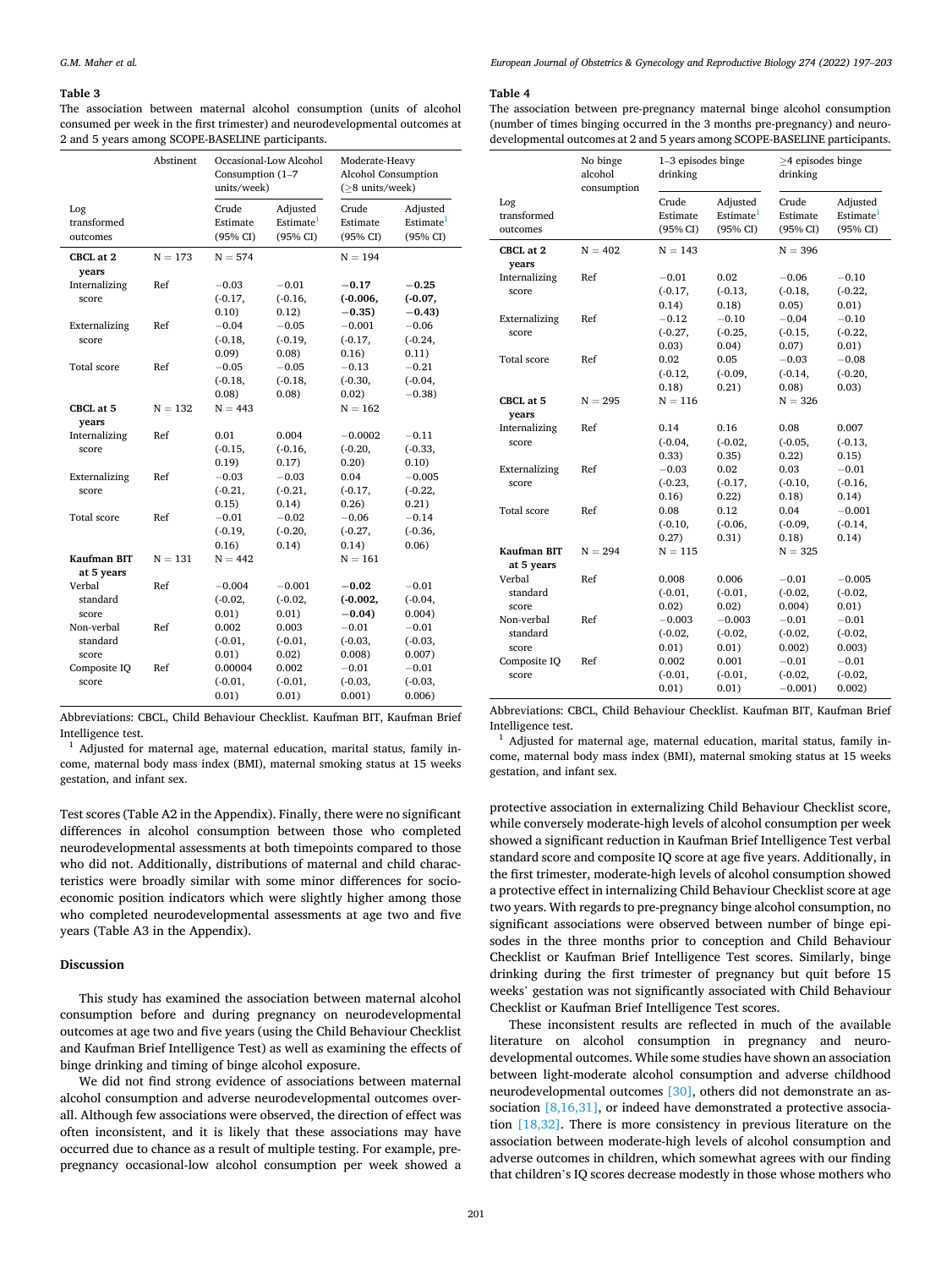**Table 3**

The association between maternal alcohol consumption (units of alcohol consumed per week in the first trimester) and neurodevelopmental outcomes at 2 and 5 years among SCOPE-BASELINE participants.

| | Abstinent | Occasional-Low Alcohol Consumption (1–7 units/week) | | Moderate-Heavy Alcohol Consumption (≥8 units/week) | |
|---|---|---|---|---|---|
| Log transformed outcomes | | Crude Estimate (95% CI) | Adjusted Estimate[1] (95% CI) | Crude Estimate (95% CI) | Adjusted Estimate[1] (95% CI) |
| **CBCL at 2 years** | N = 173 | N = 574 | | N = 194 | |
| Internalizing score | Ref | −0.03 (-0.17, 0.10) | −0.01 (-0.16, 0.12) | **−0.17 (-0.006, −0.35)** | **−0.25 (-0.07, −0.43)** |
| Externalizing score | Ref | −0.04 (-0.18, 0.09) | −0.05 (-0.19, 0.08) | −0.001 (-0.17, 0.16) | −0.06 (-0.24, 0.11) |
| Total score | Ref | −0.05 (-0.18, 0.08) | −0.05 (-0.18, 0.08) | −0.13 (-0.30, 0.02) | −0.21 (-0.04, −0.38) |
| **CBCL at 5 years** | N = 132 | N = 443 | | N = 162 | |
| Internalizing score | Ref | 0.01 (-0.15, 0.19) | 0.004 (-0.16, 0.17) | −0.0002 (-0.20, 0.20) | −0.11 (-0.33, 0.10) |
| Externalizing score | Ref | −0.03 (-0.21, 0.15) | −0.03 (-0.21, 0.14) | 0.04 (-0.17, 0.26) | −0.005 (-0.22, 0.21) |
| Total score | Ref | −0.01 (-0.19, 0.16) | −0.02 (-0.20, 0.14) | −0.06 (-0.27, 0.14) | −0.14 (-0.36, 0.06) |
| **Kaufman BIT at 5 years** | N = 131 | N = 442 | | N = 161 | |
| Verbal standard score | Ref | −0.004 (-0.02, 0.01) | −0.001 (-0.02, 0.01) | **−0.02 (-0.002, −0.04)** | −0.01 (-0.04, 0.004) |
| Non-verbal standard score | Ref | 0.002 (-0.01, 0.01) | 0.003 (-0.01, 0.02) | −0.01 (-0.03, 0.008) | −0.01 (-0.03, 0.007) |
| Composite IQ score | Ref | 0.00004 (-0.01, 0.01) | 0.002 (-0.01, 0.01) | −0.01 (-0.03, 0.001) | −0.01 (-0.03, 0.006) |

Abbreviations: CBCL, Child Behaviour Checklist. Kaufman BIT, Kaufman Brief Intelligence test.

[1] Adjusted for maternal age, maternal education, marital status, family income, maternal body mass index (BMI), maternal smoking status at 15 weeks gestation, and infant sex.

**Table 4**

The association between pre-pregnancy maternal binge alcohol consumption (number of times binging occurred in the 3 months pre-pregnancy) and neurodevelopmental outcomes at 2 and 5 years among SCOPE-BASELINE participants.

| | No binge alcohol consumption | 1–3 episodes binge drinking | | ≥4 episodes binge drinking | |
|---|---|---|---|---|---|
| Log transformed outcomes | | Crude Estimate (95% CI) | Adjusted Estimate[1] (95% CI) | Crude Estimate (95% CI) | Adjusted Estimate[1] (95% CI) |
| **CBCL at 2 years** | N = 402 | N = 143 | | N = 396 | |
| Internalizing score | Ref | −0.01 (-0.17, 0.14) | 0.02 (-0.13, 0.18) | −0.06 (-0.18, 0.05) | −0.10 (-0.22, 0.01) |
| Externalizing score | Ref | −0.12 (-0.27, 0.03) | −0.10 (-0.25, 0.04) | −0.04 (-0.15, 0.07) | −0.10 (-0.22, 0.01) |
| Total score | Ref | 0.02 (-0.12, 0.18) | 0.05 (-0.09, 0.21) | −0.03 (-0.14, 0.08) | −0.08 (-0.20, 0.03) |
| **CBCL at 5 years** | N = 295 | N = 116 | | N = 326 | |
| Internalizing score | Ref | 0.14 (-0.04, 0.33) | 0.16 (-0.02, 0.35) | 0.08 (-0.05, 0.22) | 0.007 (-0.13, 0.15) |
| Externalizing score | Ref | −0.03 (-0.23, 0.16) | 0.02 (-0.17, 0.22) | 0.03 (-0.10, 0.18) | −0.01 (-0.16, 0.14) |
| Total score | Ref | 0.08 (-0.10, 0.27) | 0.12 (-0.06, 0.31) | 0.04 (-0.09, 0.18) | −0.001 (-0.14, 0.14) |
| **Kaufman BIT at 5 years** | N = 294 | N = 115 | | N = 325 | |
| Verbal standard score | Ref | 0.008 (-0.01, 0.02) | 0.006 (-0.01, 0.02) | −0.01 (-0.02, 0.004) | −0.005 (-0.02, 0.01) |
| Non-verbal standard score | Ref | −0.003 (-0.02, 0.01) | −0.003 (-0.02, 0.01) | −0.01 (-0.02, 0.002) | −0.01 (-0.02, 0.003) |
| Composite IQ score | Ref | 0.002 (-0.01, 0.01) | 0.001 (-0.01, 0.01) | −0.01 (-0.02, −0.001) | −0.01 (-0.02, 0.002) |

Abbreviations: CBCL, Child Behaviour Checklist. Kaufman BIT, Kaufman Brief Intelligence test.

[1] Adjusted for maternal age, maternal education, marital status, family income, maternal body mass index (BMI), maternal smoking status at 15 weeks gestation, and infant sex.

Test scores (Table A2 in the Appendix). Finally, there were no significant differences in alcohol consumption between those who completed neurodevelopmental assessments at both timepoints compared to those who did not. Additionally, distributions of maternal and child characteristics were broadly similar with some minor differences for socio-economic position indicators which were slightly higher among those who completed neurodevelopmental assessments at age two and five years (Table A3 in the Appendix).

## Discussion

This study has examined the association between maternal alcohol consumption before and during pregnancy on neurodevelopmental outcomes at age two and five years (using the Child Behaviour Checklist and Kaufman Brief Intelligence Test) as well as examining the effects of binge drinking and timing of binge alcohol exposure.

We did not find strong evidence of associations between maternal alcohol consumption and adverse neurodevelopmental outcomes overall. Although few associations were observed, the direction of effect was often inconsistent, and it is likely that these associations may have occurred due to chance as a result of multiple testing. For example, pre-pregnancy occasional-low alcohol consumption per week showed a protective association in externalizing Child Behaviour Checklist score, while conversely moderate-high levels of alcohol consumption per week showed a significant reduction in Kaufman Brief Intelligence Test verbal standard score and composite IQ score at age five years. Additionally, in the first trimester, moderate-high levels of alcohol consumption showed a protective effect in internalizing Child Behaviour Checklist score at age two years. With regards to pre-pregnancy binge alcohol consumption, no significant associations were observed between number of binge episodes in the three months prior to conception and Child Behaviour Checklist or Kaufman Brief Intelligence Test scores. Similarly, binge drinking during the first trimester of pregnancy but quit before 15 weeks' gestation was not significantly associated with Child Behaviour Checklist or Kaufman Brief Intelligence Test scores.

These inconsistent results are reflected in much of the available literature on alcohol consumption in pregnancy and neurodevelopmental outcomes. While some studies have shown an association between light-moderate alcohol consumption and adverse childhood neurodevelopmental outcomes [30], others did not demonstrate an association [8,16,31], or indeed have demonstrated a protective association [18,32]. There is more consistency in previous literature on the association between moderate-high levels of alcohol consumption and adverse outcomes in children, which somewhat agrees with our finding that children's IQ scores decrease modestly in those whose mothers who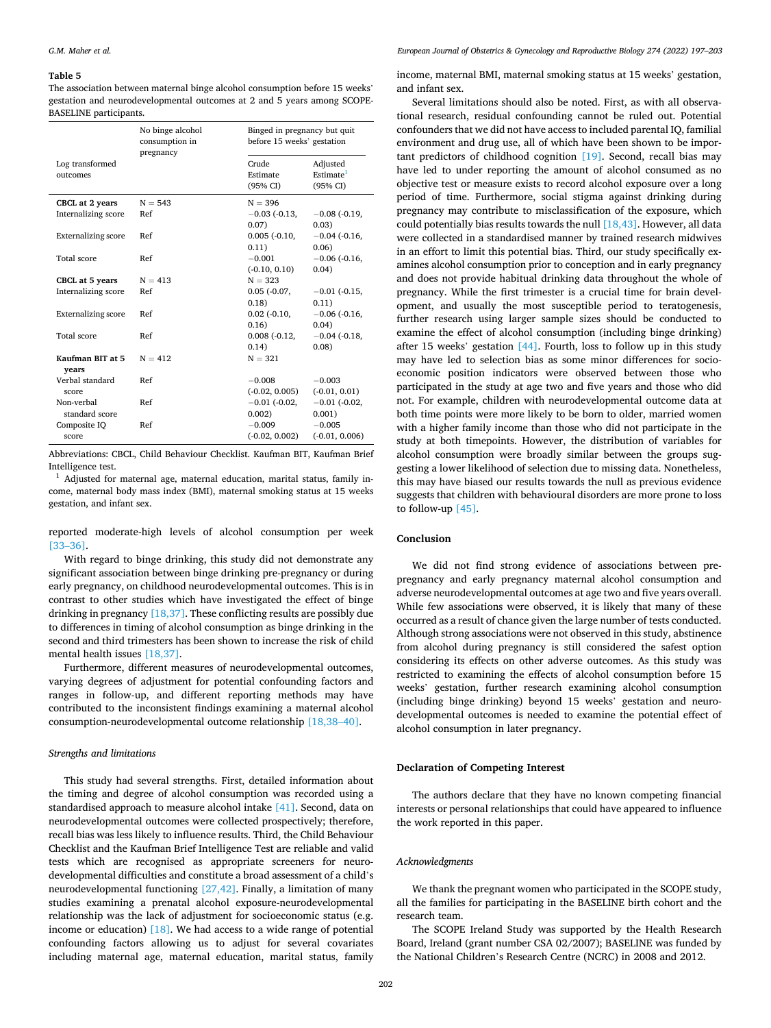**Table 5**

The association between maternal binge alcohol consumption before 15 weeks' gestation and neurodevelopmental outcomes at 2 and 5 years among SCOPE-BASELINE participants.

| Log transformed outcomes | No binge alcohol consumption in pregnancy | Binged in pregnancy but quit before 15 weeks' gestation | |
|---|---|---|---|
| | | Crude Estimate (95% CI) | Adjusted Estimate[1] (95% CI) |
| **CBCL at 2 years** | N = 543 | N = 396 | |
| Internalizing score | Ref | −0.03 (-0.13, 0.07) | −0.08 (-0.19, 0.03) |
| Externalizing score | Ref | 0.005 (-0.10, 0.11) | −0.04 (-0.16, 0.06) |
| Total score | Ref | −0.001 (-0.10, 0.10) | −0.06 (-0.16, 0.04) |
| **CBCL at 5 years** | N = 413 | N = 323 | |
| Internalizing score | Ref | 0.05 (-0.07, 0.18) | −0.01 (-0.15, 0.11) |
| Externalizing score | Ref | 0.02 (-0.10, 0.16) | −0.06 (-0.16, 0.04) |
| Total score | Ref | 0.008 (-0.12, 0.14) | −0.04 (-0.18, 0.08) |
| **Kaufman BIT at 5 years** | N = 412 | N = 321 | |
| Verbal standard score | Ref | −0.008 (-0.02, 0.005) | −0.003 (-0.01, 0.01) |
| Non-verbal standard score | Ref | −0.01 (-0.02, 0.002) | −0.01 (-0.02, 0.001) |
| Composite IQ score | Ref | −0.009 (-0.02, 0.002) | −0.005 (-0.01, 0.006) |

Abbreviations: CBCL, Child Behaviour Checklist. Kaufman BIT, Kaufman Brief Intelligence test.

[1] Adjusted for maternal age, maternal education, marital status, family income, maternal body mass index (BMI), maternal smoking status at 15 weeks gestation, and infant sex.

reported moderate-high levels of alcohol consumption per week [33–36].

With regard to binge drinking, this study did not demonstrate any significant association between binge drinking pre-pregnancy or during early pregnancy, on childhood neurodevelopmental outcomes. This is in contrast to other studies which have investigated the effect of binge drinking in pregnancy [18,37]. These conflicting results are possibly due to differences in timing of alcohol consumption as binge drinking in the second and third trimesters has been shown to increase the risk of child mental health issues [18,37].

Furthermore, different measures of neurodevelopmental outcomes, varying degrees of adjustment for potential confounding factors and ranges in follow-up, and different reporting methods may have contributed to the inconsistent findings examining a maternal alcohol consumption-neurodevelopmental outcome relationship [18,38–40].

### *Strengths and limitations*

This study had several strengths. First, detailed information about the timing and degree of alcohol consumption was recorded using a standardised approach to measure alcohol intake [41]. Second, data on neurodevelopmental outcomes were collected prospectively; therefore, recall bias was less likely to influence results. Third, the Child Behaviour Checklist and the Kaufman Brief Intelligence Test are reliable and valid tests which are recognised as appropriate screeners for neurodevelopmental difficulties and constitute a broad assessment of a child's neurodevelopmental functioning [27,42]. Finally, a limitation of many studies examining a prenatal alcohol exposure-neurodevelopmental relationship was the lack of adjustment for socioeconomic status (e.g. income or education) [18]. We had access to a wide range of potential confounding factors allowing us to adjust for several covariates including maternal age, maternal education, marital status, family income, maternal BMI, maternal smoking status at 15 weeks' gestation, and infant sex.

Several limitations should also be noted. First, as with all observational research, residual confounding cannot be ruled out. Potential confounders that we did not have access to included parental IQ, familial environment and drug use, all of which have been shown to be important predictors of childhood cognition [19]. Second, recall bias may have led to under reporting the amount of alcohol consumed as no objective test or measure exists to record alcohol exposure over a long period of time. Furthermore, social stigma against drinking during pregnancy may contribute to misclassification of the exposure, which could potentially bias results towards the null [18,43]. However, all data were collected in a standardised manner by trained research midwives in an effort to limit this potential bias. Third, our study specifically examines alcohol consumption prior to conception and in early pregnancy and does not provide habitual drinking data throughout the whole of pregnancy. While the first trimester is a crucial time for brain development, and usually the most susceptible period to teratogenesis, further research using larger sample sizes should be conducted to examine the effect of alcohol consumption (including binge drinking) after 15 weeks' gestation [44]. Fourth, loss to follow up in this study may have led to selection bias as some minor differences for socioeconomic position indicators were observed between those who participated in the study at age two and five years and those who did not. For example, children with neurodevelopmental outcome data at both time points were more likely to be born to older, married women with a higher family income than those who did not participate in the study at both timepoints. However, the distribution of variables for alcohol consumption were broadly similar between the groups suggesting a lower likelihood of selection due to missing data. Nonetheless, this may have biased our results towards the null as previous evidence suggests that children with behavioural disorders are more prone to loss to follow-up [45].

## Conclusion

We did not find strong evidence of associations between pre-pregnancy and early pregnancy maternal alcohol consumption and adverse neurodevelopmental outcomes at age two and five years overall. While few associations were observed, it is likely that many of these occurred as a result of chance given the large number of tests conducted. Although strong associations were not observed in this study, abstinence from alcohol during pregnancy is still considered the safest option considering its effects on other adverse outcomes. As this study was restricted to examining the effects of alcohol consumption before 15 weeks' gestation, further research examining alcohol consumption (including binge drinking) beyond 15 weeks' gestation and neurodevelopmental outcomes is needed to examine the potential effect of alcohol consumption in later pregnancy.

## Declaration of Competing Interest

The authors declare that they have no known competing financial interests or personal relationships that could have appeared to influence the work reported in this paper.

### *Acknowledgments*

We thank the pregnant women who participated in the SCOPE study, all the families for participating in the BASELINE birth cohort and the research team.

The SCOPE Ireland Study was supported by the Health Research Board, Ireland (grant number CSA 02/2007); BASELINE was funded by the National Children's Research Centre (NCRC) in 2008 and 2012.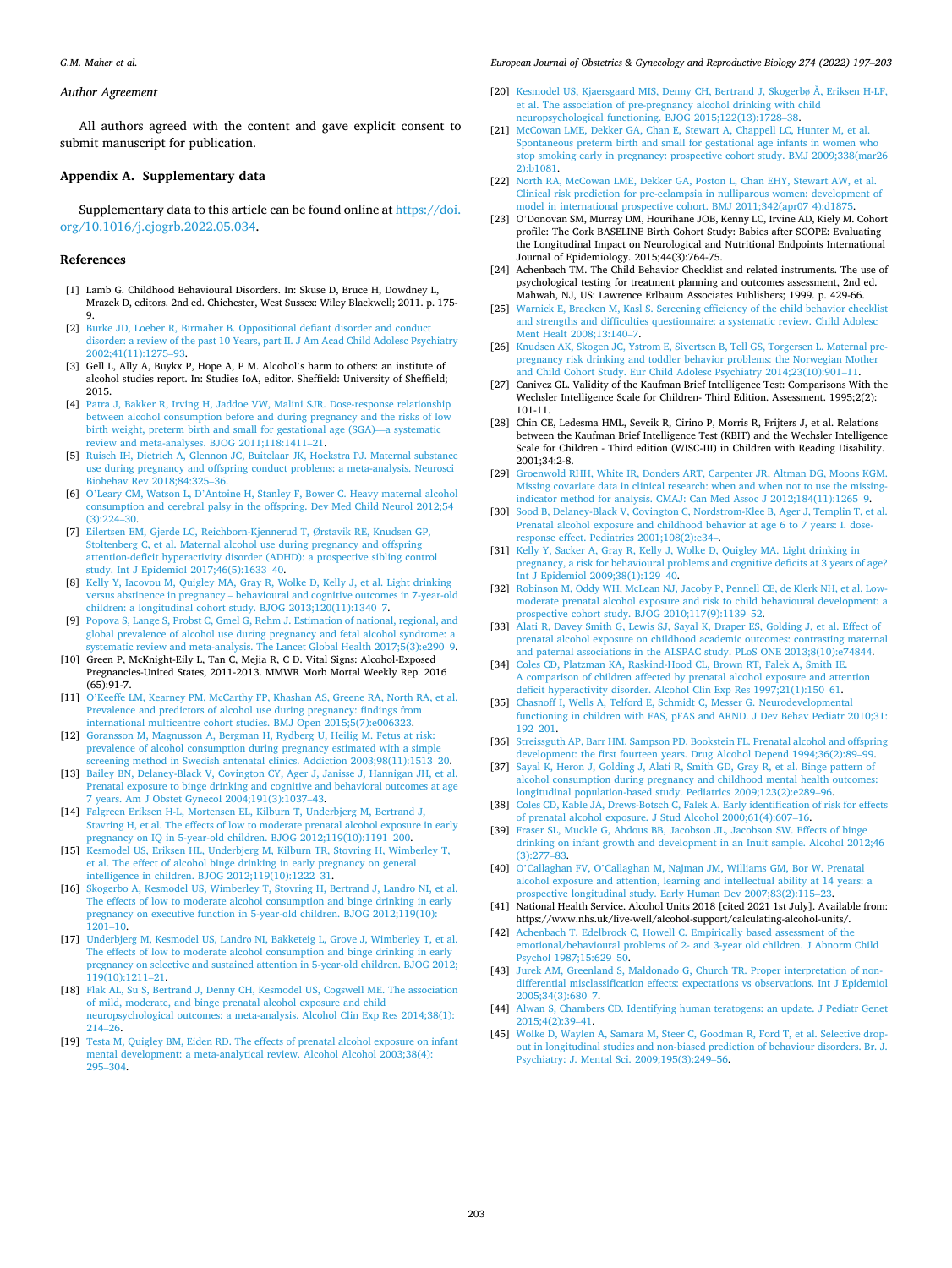### Author Agreement

All authors agreed with the content and gave explicit consent to submit manuscript for publication.

## Appendix A. Supplementary data

Supplementary data to this article can be found online at https://doi.org/10.1016/j.ejogrb.2022.05.034.

## References

[1] Lamb G. Childhood Behavioural Disorders. In: Skuse D, Bruce H, Dowdney L, Mrazek D, editors. 2nd ed. Chichester, West Sussex: Wiley Blackwell; 2011. p. 175-9.

[2] Burke JD, Loeber R, Birmaher B. Oppositional defiant disorder and conduct disorder: a review of the past 10 Years, part II. J Am Acad Child Adolesc Psychiatry 2002;41(11):1275–93.

[3] Gell L, Ally A, Buykx P, Hope A, P M. Alcohol's harm to others: an institute of alcohol studies report. In: Studies IoA, editor. Sheffield: University of Sheffield; 2015.

[4] Patra J, Bakker R, Irving H, Jaddoe VW, Malini SJR. Dose-response relationship between alcohol consumption before and during pregnancy and the risks of low birth weight, preterm birth and small for gestational age (SGA)—a systematic review and meta-analyses. BJOG 2011;118:1411–21.

[5] Ruisch IH, Dietrich A, Glennon JC, Buitelaar JK, Hoekstra PJ. Maternal substance use during pregnancy and offspring conduct problems: a meta-analysis. Neurosci Biobehav Rev 2018;84:325–36.

[6] O'Leary CM, Watson L, D'Antoine H, Stanley F, Bower C. Heavy maternal alcohol consumption and cerebral palsy in the offspring. Dev Med Child Neurol 2012;54 (3):224–30.

[7] Eilertsen EM, Gjerde LC, Reichborn-Kjennerud T, Ørstavik RE, Knudsen GP, Stoltenberg C, et al. Maternal alcohol use during pregnancy and offspring attention-deficit hyperactivity disorder (ADHD): a prospective sibling control study. Int J Epidemiol 2017;46(5):1633–40.

[8] Kelly Y, Iacovou M, Quigley MA, Gray R, Wolke D, Kelly J, et al. Light drinking versus abstinence in pregnancy – behavioural and cognitive outcomes in 7-year-old children: a longitudinal cohort study. BJOG 2013;120(11):1340–7.

[9] Popova S, Lange S, Probst C, Gmel G, Rehm J. Estimation of national, regional, and global prevalence of alcohol use during pregnancy and fetal alcohol syndrome: a systematic review and meta-analysis. The Lancet Global Health 2017;5(3):e290–9.

[10] Green P, McKnight-Eily L, Tan C, Mejia R, C D. Vital Signs: Alcohol-Exposed Pregnancies-United States, 2011-2013. MMWR Morb Mortal Weekly Rep. 2016 (65):91-7.

[11] O'Keeffe LM, Kearney PM, McCarthy FP, Khashan AS, Greene RA, North RA, et al. Prevalence and predictors of alcohol use during pregnancy: findings from international multicentre cohort studies. BMJ Open 2015;5(7):e006323.

[12] Goransson M, Magnusson A, Bergman H, Rydberg U, Heilig M. Fetus at risk: prevalence of alcohol consumption during pregnancy estimated with a simple screening method in Swedish antenatal clinics. Addiction 2003;98(11):1513–20.

[13] Bailey BN, Delaney-Black V, Covington CY, Ager J, Janisse J, Hannigan JH, et al. Prenatal exposure to binge drinking and cognitive and behavioral outcomes at age 7 years. Am J Obstet Gynecol 2004;191(3):1037–43.

[14] Falgreen Eriksen H-L, Mortensen EL, Kilburn T, Underbjerg M, Bertrand J, Støvring H, et al. The effects of low to moderate prenatal alcohol exposure in early pregnancy on IQ in 5-year-old children. BJOG 2012;119(10):1191–200.

[15] Kesmodel US, Eriksen HL, Underbjerg M, Kilburn TR, Stovring H, Wimberley T, et al. The effect of alcohol binge drinking in early pregnancy on general intelligence in children. BJOG 2012;119(10):1222–31.

[16] Skogerbo A, Kesmodel US, Wimberley T, Stovring H, Bertrand J, Landro NI, et al. The effects of low to moderate alcohol consumption and binge drinking in early pregnancy on executive function in 5-year-old children. BJOG 2012;119(10): 1201–10.

[17] Underbjerg M, Kesmodel US, Landrø NI, Bakketeig L, Grove J, Wimberley T, et al. The effects of low to moderate alcohol consumption and binge drinking in early pregnancy on selective and sustained attention in 5-year-old children. BJOG 2012; 119(10):1211–21.

[18] Flak AL, Su S, Bertrand J, Denny CH, Kesmodel US, Cogswell ME. The association of mild, moderate, and binge prenatal alcohol exposure and child neuropsychological outcomes: a meta-analysis. Alcohol Clin Exp Res 2014;38(1): 214–26.

[19] Testa M, Quigley BM, Eiden RD. The effects of prenatal alcohol exposure on infant mental development: a meta-analytical review. Alcohol Alcohol 2003;38(4): 295–304.

[20] Kesmodel US, Kjaersgaard MIS, Denny CH, Bertrand J, Skogerbø Å, Eriksen H-LF, et al. The association of pre-pregnancy alcohol drinking with child neuropsychological functioning. BJOG 2015;122(13):1728–38.

[21] McCowan LME, Dekker GA, Chan E, Stewart A, Chappell LC, Hunter M, et al. Spontaneous preterm birth and small for gestational age infants in women who stop smoking early in pregnancy: prospective cohort study. BMJ 2009;338(mar26 2):b1081.

[22] North RA, McCowan LME, Dekker GA, Poston L, Chan EHY, Stewart AW, et al. Clinical risk prediction for pre-eclampsia in nulliparous women: development of model in international prospective cohort. BMJ 2011;342(apr07 4):d1875.

[23] O'Donovan SM, Murray DM, Hourihane JOB, Kenny LC, Irvine AD, Kiely M. Cohort profile: The Cork BASELINE Birth Cohort Study: Babies after SCOPE: Evaluating the Longitudinal Impact on Neurological and Nutritional Endpoints International Journal of Epidemiology. 2015;44(3):764-75.

[24] Achenbach TM. The Child Behavior Checklist and related instruments. The use of psychological testing for treatment planning and outcomes assessment, 2nd ed. Mahwah, NJ, US: Lawrence Erlbaum Associates Publishers; 1999. p. 429-66.

[25] Warnick E, Bracken M, Kasl S. Screening efficiency of the child behavior checklist and strengths and difficulties questionnaire: a systematic review. Child Adolesc Ment Health 2008;13:140–7.

[26] Knudsen AK, Skogen JC, Ystrom E, Sivertsen B, Tell GS, Torgersen L. Maternal pre-pregnancy risk drinking and toddler behavior problems: the Norwegian Mother and Child Cohort Study. Eur Child Adolesc Psychiatry 2014;23(10):901–11.

[27] Canivez GL. Validity of the Kaufman Brief Intelligence Test: Comparisons With the Wechsler Intelligence Scale for Children- Third Edition. Assessment. 1995;2(2): 101-11.

[28] Chin CE, Ledesma HML, Sevcik R, Cirino P, Morris R, Frijters J, et al. Relations between the Kaufman Brief Intelligence Test (KBIT) and the Wechsler Intelligence Scale for Children - Third edition (WISC-III) in Children with Reading Disability. 2001;34:2-8.

[29] Groenwold RHH, White IR, Donders ART, Carpenter JR, Altman DG, Moons KGM. Missing covariate data in clinical research: when and when not to use the missing-indicator method for analysis. CMAJ: Can Med Assoc J 2012;184(11):1265–9.

[30] Sood B, Delaney-Black V, Covington C, Nordstrom-Klee B, Ager J, Templin T, et al. Prenatal alcohol exposure and childhood behavior at age 6 to 7 years: I. dose-response effect. Pediatrics 2001;108(2):e34–.

[31] Kelly Y, Sacker A, Gray R, Kelly J, Wolke D, Quigley MA. Light drinking in pregnancy, a risk for behavioural problems and cognitive deficits at 3 years of age? Int J Epidemiol 2009;38(1):129–40.

[32] Robinson M, Oddy WH, McLean NJ, Jacoby P, Pennell CE, de Klerk NH, et al. Low-moderate prenatal alcohol exposure and risk to child behavioural development: a prospective cohort study. BJOG 2010;117(9):1139–52.

[33] Alati R, Davey Smith G, Lewis SJ, Sayal K, Draper ES, Golding J, et al. Effect of prenatal alcohol exposure on childhood academic outcomes: contrasting maternal and paternal associations in the ALSPAC study. PLoS ONE 2013;8(10):e74844.

[34] Coles CD, Platzman KA, Raskind-Hood CL, Brown RT, Falek A, Smith IE. A comparison of children affected by prenatal alcohol exposure and attention deficit hyperactivity disorder. Alcohol Clin Exp Res 1997;21(1):150–61.

[35] Chasnoff I, Wells A, Telford E, Schmidt C, Messer G. Neurodevelopmental functioning in children with FAS, pFAS and ARND. J Dev Behav Pediatr 2010;31: 192–201.

[36] Streissguth AP, Barr HM, Sampson PD, Bookstein FL. Prenatal alcohol and offspring development: the first fourteen years. Drug Alcohol Depend 1994;36(2):89–99.

[37] Sayal K, Heron J, Golding J, Alati R, Smith GD, Gray R, et al. Binge pattern of alcohol consumption during pregnancy and childhood mental health outcomes: longitudinal population-based study. Pediatrics 2009;123(2):e289–96.

[38] Coles CD, Kable JA, Drews-Botsch C, Falek A. Early identification of risk for effects of prenatal alcohol exposure. J Stud Alcohol 2000;61(4):607–16.

[39] Fraser SL, Muckle G, Abdous BB, Jacobson JL, Jacobson SW. Effects of binge drinking on infant growth and development in an Inuit sample. Alcohol 2012;46 (3):277–83.

[40] O'Callaghan FV, O'Callaghan M, Najman JM, Williams GM, Bor W. Prenatal alcohol exposure and attention, learning and intellectual ability at 14 years: a prospective longitudinal study. Early Human Dev 2007;83(2):115–23.

[41] National Health Service. Alcohol Units 2018 [cited 2021 1st July]. Available from: https://www.nhs.uk/live-well/alcohol-support/calculating-alcohol-units/.

[42] Achenbach T, Edelbrock C, Howell C. Empirically based assessment of the emotional/behavioral problems of 2- and 3-year old children. J Abnorm Child Psychol 1987;15:629–50.

[43] Jurek AM, Greenland S, Maldonado G, Church TR. Proper interpretation of non-differential misclassification effects: expectations vs observations. Int J Epidemiol 2005;34(3):680–7.

[44] Alwan S, Chambers CD. Identifying human teratogens: an update. J Pediatr Genet 2015;4(2):39–41.

[45] Wolke D, Waylen A, Samara M, Steer C, Goodman R, Ford T, et al. Selective drop-out in longitudinal studies and non-biased prediction of behaviour disorders. Br. J. Psychiatry: J. Mental Sci. 2009;195(3):249–56.